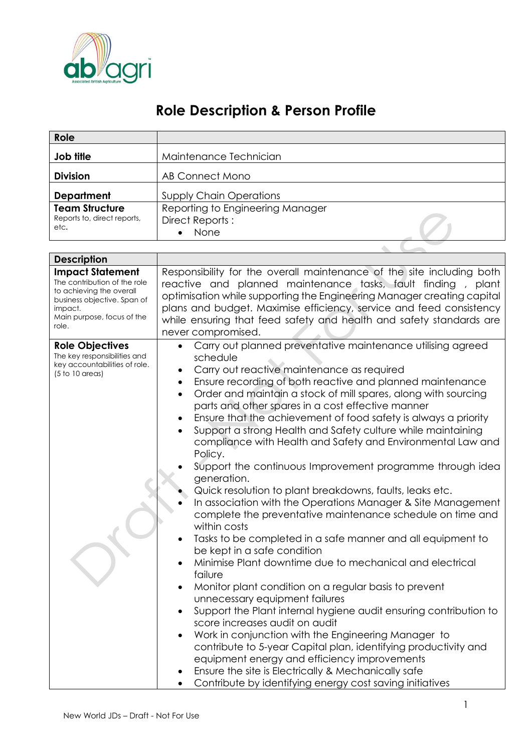# Role Description & Person Profile

| Role | |
|---|---|
| **Job title** | Maintenance Technician |
| **Division** | AB Connect Mono |
| **Department** | Supply Chain Operations |
| **Team Structure** Reports to, direct reports, etc. | Reporting to Engineering Manager<br>Direct Reports :<br>• None |

| Description | |
|---|---|
| **Impact Statement** The contribution of the role to achieving the overall business objective. Span of impact. Main purpose, focus of the role. | Responsibility for the overall maintenance of the site including both reactive and planned maintenance tasks, fault finding , plant optimisation while supporting the Engineering Manager creating capital plans and budget. Maximise efficiency, service and feed consistency while ensuring that feed safety and health and safety standards are never compromised. |
| **Role Objectives** The key responsibilities and key accountabilities of role. (5 to 10 areas) | • Carry out planned preventative maintenance utilising agreed schedule<br>• Carry out reactive maintenance as required<br>• Ensure recording of both reactive and planned maintenance<br>• Order and maintain a stock of mill spares, along with sourcing parts and other spares in a cost effective manner<br>• Ensure that the achievement of food safety is always a priority<br>• Support a strong Health and Safety culture while maintaining compliance with Health and Safety and Environmental Law and Policy.<br>• Support the continuous Improvement programme through idea generation.<br>• Quick resolution to plant breakdowns, faults, leaks etc.<br>• In association with the Operations Manager & Site Management complete the preventative maintenance schedule on time and within costs<br>• Tasks to be completed in a safe manner and all equipment to be kept in a safe condition<br>• Minimise Plant downtime due to mechanical and electrical failure<br>• Monitor plant condition on a regular basis to prevent unnecessary equipment failures<br>• Support the Plant internal hygiene audit ensuring contribution to score increases audit on audit<br>• Work in conjunction with the Engineering Manager to contribute to 5-year Capital plan, identifying productivity and equipment energy and efficiency improvements<br>• Ensure the site is Electrically & Mechanically safe<br>• Contribute by identifying energy cost saving initiatives |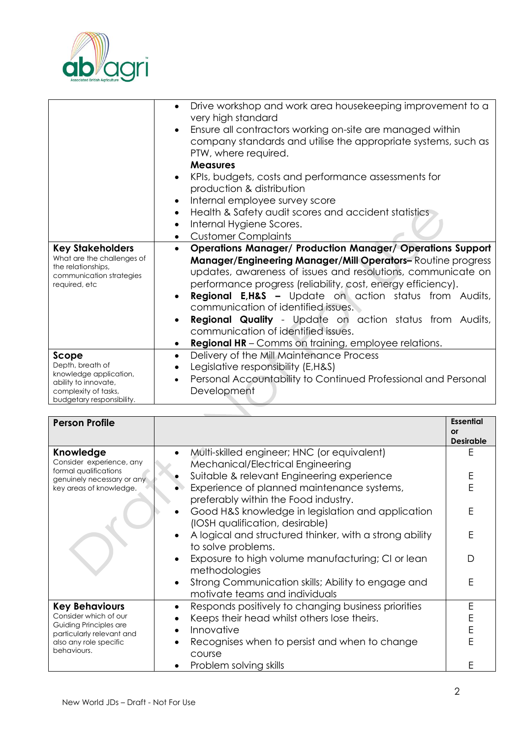| | |
|---|---|
| | • Drive workshop and work area housekeeping improvement to a very high standard<br>• Ensure all contractors working on-site are managed within company standards and utilise the appropriate systems, such as PTW, where required.<br>**Measures**<br>• KPIs, budgets, costs and performance assessments for production & distribution<br>• Internal employee survey score<br>• Health & Safety audit scores and accident statistics<br>• Internal Hygiene Scores.<br>• Customer Complaints |
| **Key Stakeholders**<br>What are the challenges of the relationships, communication strategies required, etc | • **Operations Manager/ Production Manager/ Operations Support Manager/Engineering Manager/Mill Operators–** Routine progress updates, awareness of issues and resolutions, communicate on performance progress (reliability, cost, energy efficiency).<br>• **Regional E,H&S –** Update on action status from Audits, communication of identified issues.<br>• **Regional Quality** - Update on action status from Audits, communication of identified issues.<br>• **Regional HR** – Comms on training, employee relations. |
| **Scope**<br>Depth, breath of knowledge application, ability to innovate, complexity of tasks, budgetary responsibility. | • Delivery of the Mill Maintenance Process<br>• Legislative responsibility (E,H&S)<br>• Personal Accountability to Continued Professional and Personal Development |

| **Person Profile** | | **Essential or Desirable** |
|---|---|---|
| **Knowledge**<br>Consider experience, any formal qualifications genuinely necessary or any key areas of knowledge. | • Multi-skilled engineer; HNC (or equivalent) Mechanical/Electrical Engineering | E |
| | • Suitable & relevant Engineering experience | E |
| | • Experience of planned maintenance systems, preferably within the Food industry. | E |
| | • Good H&S knowledge in legislation and application (IOSH qualification, desirable) | E |
| | • A logical and structured thinker, with a strong ability to solve problems. | E |
| | • Exposure to high volume manufacturing; CI or lean methodologies | D |
| | • Strong Communication skills; Ability to engage and motivate teams and individuals | E |
| **Key Behaviours**<br>Consider which of our Guiding Principles are particularly relevant and also any role specific behaviours. | • Responds positively to changing business priorities | E |
| | • Keeps their head whilst others lose theirs. | E |
| | • Innovative | E |
| | • Recognises when to persist and when to change course | E |
| | • Problem solving skills | E |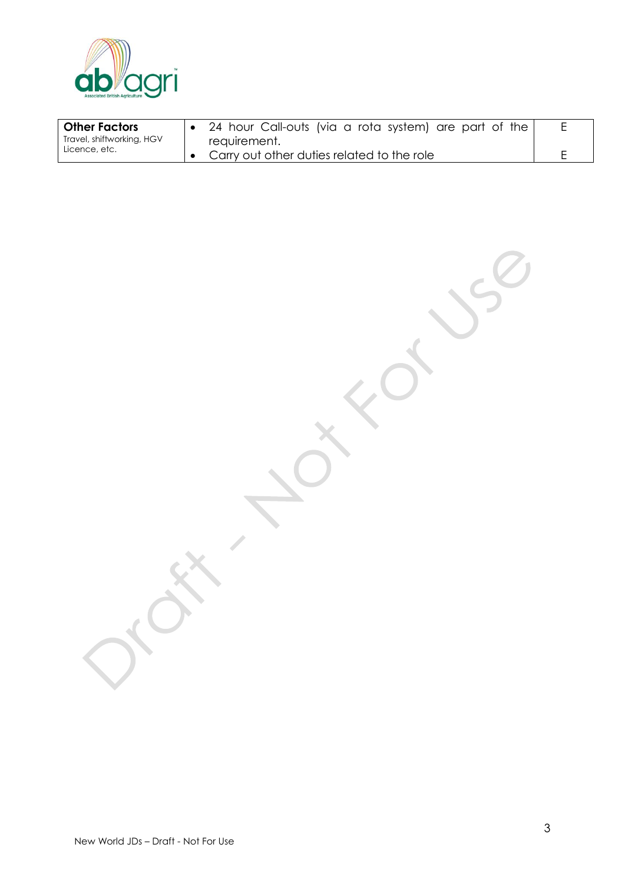| | | |
|---|---|---|
| **Other Factors**<br>Travel, shiftworking, HGV Licence, etc. | • 24 hour Call-outs (via a rota system) are part of the requirement.<br>• Carry out other duties related to the role | E<br>E |